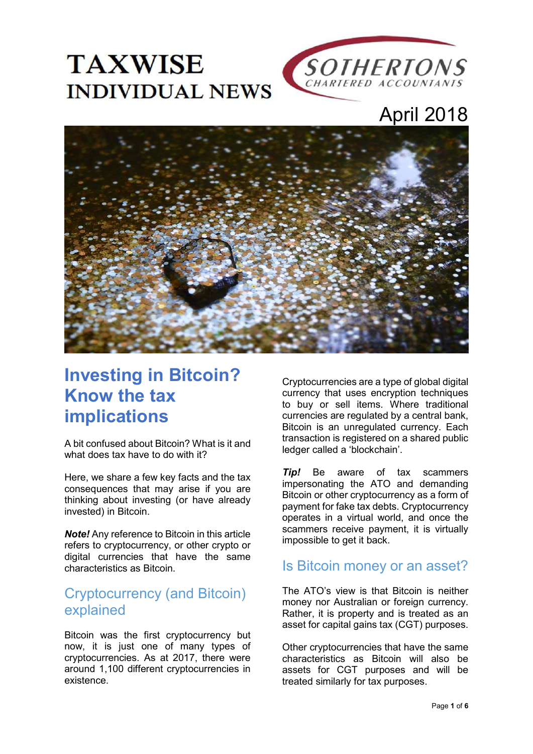# TAXWISE INDIVIDUAL NEWS

SOTHERTONS CHARTERED ACCOUNTANTS

April 2018

## Investing in Bitcoin? Know the tax implications

A bit confused about Bitcoin? What is it and what does tax have to do with it?

Here, we share a few key facts and the tax consequences that may arise if you are thinking about investing (or have already invested) in Bitcoin.

***Note!*** Any reference to Bitcoin in this article refers to cryptocurrency, or other crypto or digital currencies that have the same characteristics as Bitcoin.

### Cryptocurrency (and Bitcoin) explained

Bitcoin was the first cryptocurrency but now, it is just one of many types of cryptocurrencies. As at 2017, there were around 1,100 different cryptocurrencies in existence.

Cryptocurrencies are a type of global digital currency that uses encryption techniques to buy or sell items. Where traditional currencies are regulated by a central bank, Bitcoin is an unregulated currency. Each transaction is registered on a shared public ledger called a 'blockchain'.

***Tip!*** Be aware of tax scammers impersonating the ATO and demanding Bitcoin or other cryptocurrency as a form of payment for fake tax debts. Cryptocurrency operates in a virtual world, and once the scammers receive payment, it is virtually impossible to get it back.

### Is Bitcoin money or an asset?

The ATO's view is that Bitcoin is neither money nor Australian or foreign currency. Rather, it is property and is treated as an asset for capital gains tax (CGT) purposes.

Other cryptocurrencies that have the same characteristics as Bitcoin will also be assets for CGT purposes and will be treated similarly for tax purposes.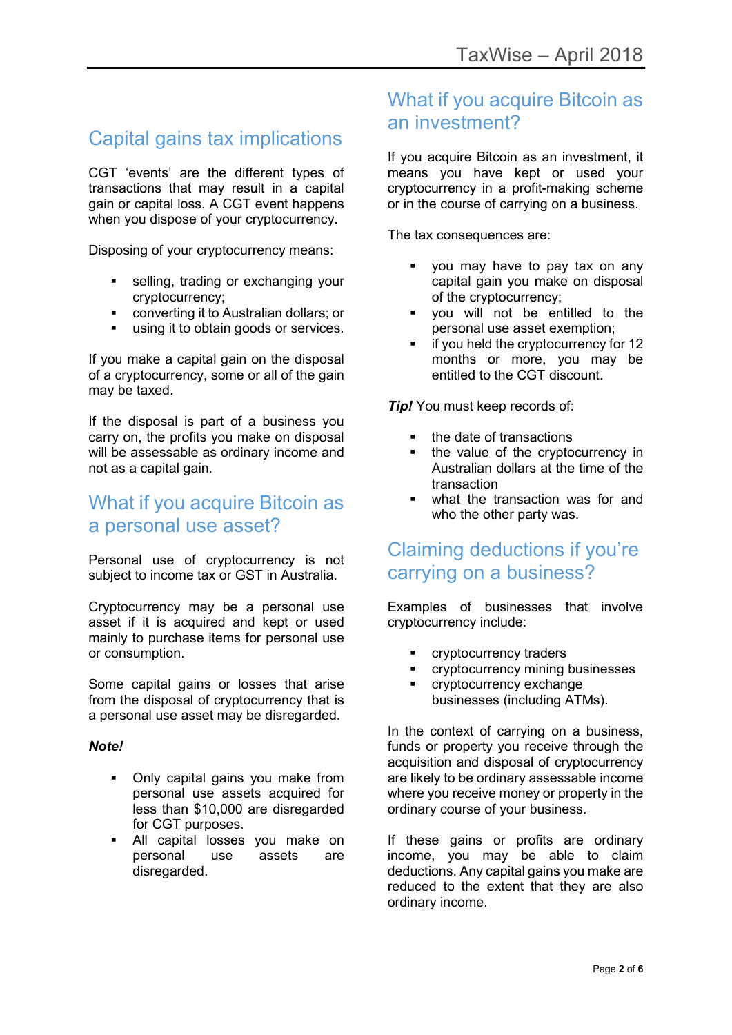## Capital gains tax implications

CGT 'events' are the different types of transactions that may result in a capital gain or capital loss. A CGT event happens when you dispose of your cryptocurrency.

Disposing of your cryptocurrency means:

- selling, trading or exchanging your cryptocurrency;
- converting it to Australian dollars; or
- using it to obtain goods or services.

If you make a capital gain on the disposal of a cryptocurrency, some or all of the gain may be taxed.

If the disposal is part of a business you carry on, the profits you make on disposal will be assessable as ordinary income and not as a capital gain.

## What if you acquire Bitcoin as a personal use asset?

Personal use of cryptocurrency is not subject to income tax or GST in Australia.

Cryptocurrency may be a personal use asset if it is acquired and kept or used mainly to purchase items for personal use or consumption.

Some capital gains or losses that arise from the disposal of cryptocurrency that is a personal use asset may be disregarded.

***Note!***

- Only capital gains you make from personal use assets acquired for less than $10,000 are disregarded for CGT purposes.
- All capital losses you make on personal use assets are disregarded.

## What if you acquire Bitcoin as an investment?

If you acquire Bitcoin as an investment, it means you have kept or used your cryptocurrency in a profit-making scheme or in the course of carrying on a business.

The tax consequences are:

- you may have to pay tax on any capital gain you make on disposal of the cryptocurrency;
- you will not be entitled to the personal use asset exemption;
- if you held the cryptocurrency for 12 months or more, you may be entitled to the CGT discount.

***Tip!*** You must keep records of:

- the date of transactions
- the value of the cryptocurrency in Australian dollars at the time of the transaction
- what the transaction was for and who the other party was.

## Claiming deductions if you're carrying on a business?

Examples of businesses that involve cryptocurrency include:

- cryptocurrency traders
- cryptocurrency mining businesses
- cryptocurrency exchange businesses (including ATMs).

In the context of carrying on a business, funds or property you receive through the acquisition and disposal of cryptocurrency are likely to be ordinary assessable income where you receive money or property in the ordinary course of your business.

If these gains or profits are ordinary income, you may be able to claim deductions. Any capital gains you make are reduced to the extent that they are also ordinary income.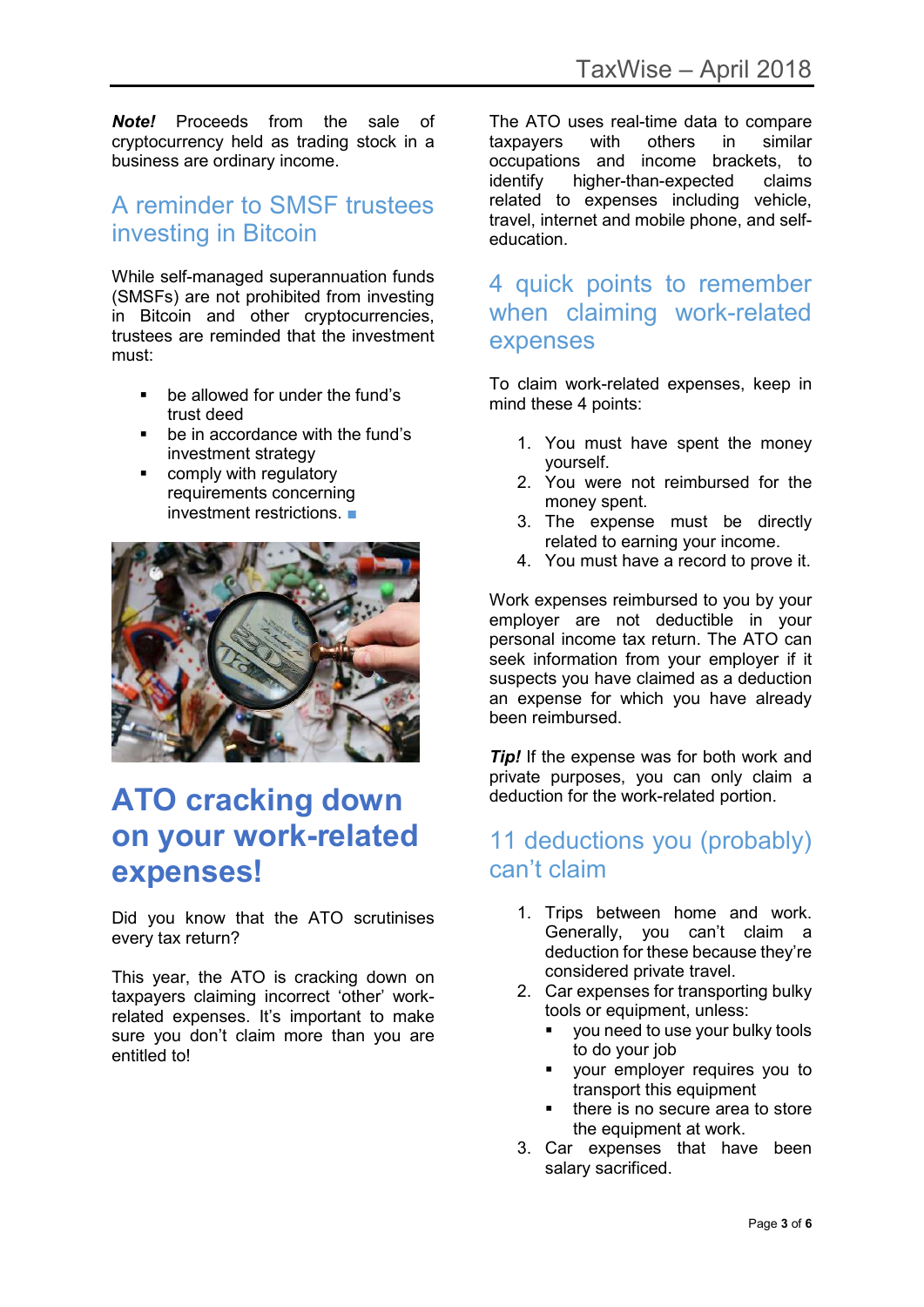***Note!*** Proceeds from the sale of cryptocurrency held as trading stock in a business are ordinary income.

## A reminder to SMSF trustees investing in Bitcoin

While self-managed superannuation funds (SMSFs) are not prohibited from investing in Bitcoin and other cryptocurrencies, trustees are reminded that the investment must:

- be allowed for under the fund's trust deed
- be in accordance with the fund's investment strategy
- comply with regulatory requirements concerning investment restrictions. ■

# ATO cracking down on your work-related expenses!

Did you know that the ATO scrutinises every tax return?

This year, the ATO is cracking down on taxpayers claiming incorrect 'other' work-related expenses. It's important to make sure you don't claim more than you are entitled to!

The ATO uses real-time data to compare taxpayers with others in similar occupations and income brackets, to identify higher-than-expected claims related to expenses including vehicle, travel, internet and mobile phone, and self-education.

## 4 quick points to remember when claiming work-related expenses

To claim work-related expenses, keep in mind these 4 points:

1. You must have spent the money yourself.
2. You were not reimbursed for the money spent.
3. The expense must be directly related to earning your income.
4. You must have a record to prove it.

Work expenses reimbursed to you by your employer are not deductible in your personal income tax return. The ATO can seek information from your employer if it suspects you have claimed as a deduction an expense for which you have already been reimbursed.

***Tip!*** If the expense was for both work and private purposes, you can only claim a deduction for the work-related portion.

## 11 deductions you (probably) can't claim

1. Trips between home and work. Generally, you can't claim a deduction for these because they're considered private travel.
2. Car expenses for transporting bulky tools or equipment, unless:
   - you need to use your bulky tools to do your job
   - your employer requires you to transport this equipment
   - there is no secure area to store the equipment at work.
3. Car expenses that have been salary sacrificed.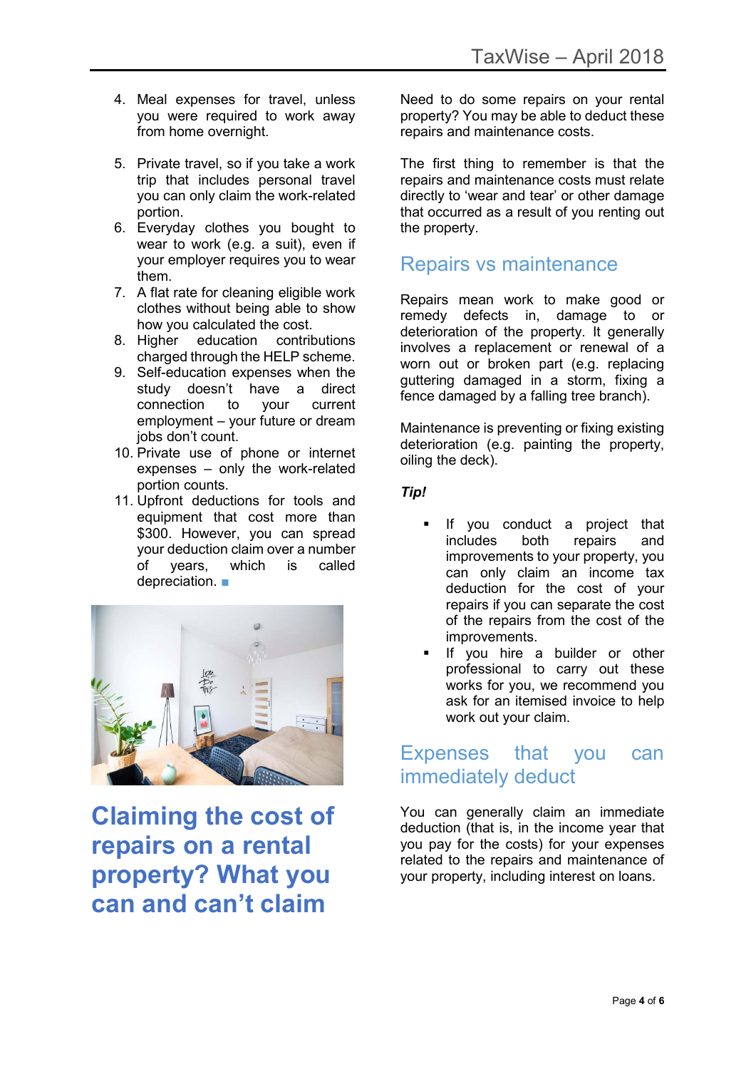4. Meal expenses for travel, unless you were required to work away from home overnight.
5. Private travel, so if you take a work trip that includes personal travel you can only claim the work-related portion.
6. Everyday clothes you bought to wear to work (e.g. a suit), even if your employer requires you to wear them.
7. A flat rate for cleaning eligible work clothes without being able to show how you calculated the cost.
8. Higher education contributions charged through the HELP scheme.
9. Self-education expenses when the study doesn't have a direct connection to your current employment – your future or dream jobs don't count.
10. Private use of phone or internet expenses – only the work-related portion counts.
11. Upfront deductions for tools and equipment that cost more than $300. However, you can spread your deduction claim over a number of years, which is called depreciation. ■

# Claiming the cost of repairs on a rental property? What you can and can't claim

Need to do some repairs on your rental property? You may be able to deduct these repairs and maintenance costs.

The first thing to remember is that the repairs and maintenance costs must relate directly to 'wear and tear' or other damage that occurred as a result of you renting out the property.

## Repairs vs maintenance

Repairs mean work to make good or remedy defects in, damage to or deterioration of the property. It generally involves a replacement or renewal of a worn out or broken part (e.g. replacing guttering damaged in a storm, fixing a fence damaged by a falling tree branch).

Maintenance is preventing or fixing existing deterioration (e.g. painting the property, oiling the deck).

***Tip!***

- If you conduct a project that includes both repairs and improvements to your property, you can only claim an income tax deduction for the cost of your repairs if you can separate the cost of the repairs from the cost of the improvements.
- If you hire a builder or other professional to carry out these works for you, we recommend you ask for an itemised invoice to help work out your claim.

## Expenses that you can immediately deduct

You can generally claim an immediate deduction (that is, in the income year that you pay for the costs) for your expenses related to the repairs and maintenance of your property, including interest on loans.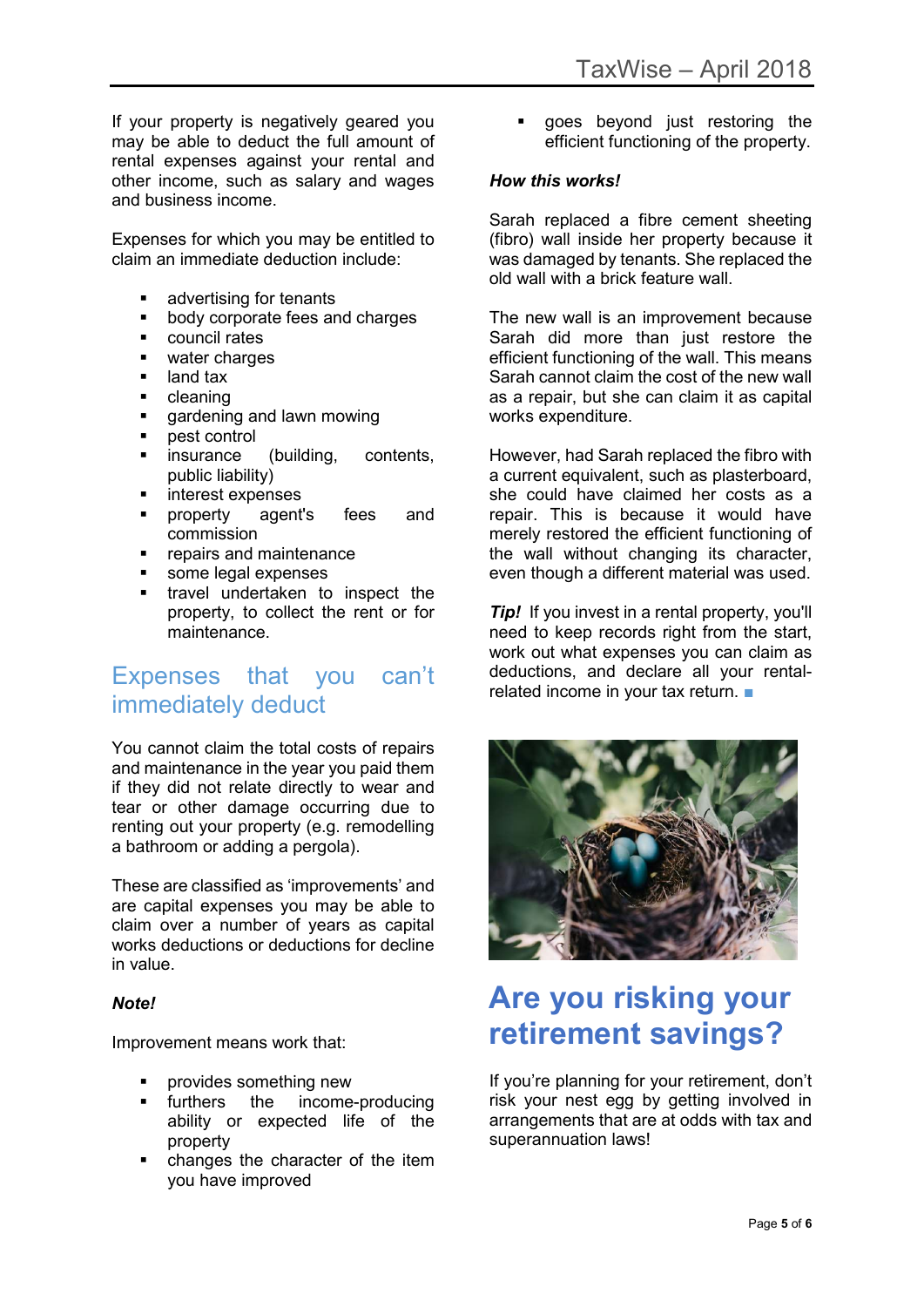If your property is negatively geared you may be able to deduct the full amount of rental expenses against your rental and other income, such as salary and wages and business income.

Expenses for which you may be entitled to claim an immediate deduction include:

- advertising for tenants
- body corporate fees and charges
- council rates
- water charges
- land tax
- cleaning
- gardening and lawn mowing
- pest control
- insurance (building, contents, public liability)
- interest expenses
- property agent's fees and commission
- repairs and maintenance
- some legal expenses
- travel undertaken to inspect the property, to collect the rent or for maintenance.

## Expenses that you can't immediately deduct

You cannot claim the total costs of repairs and maintenance in the year you paid them if they did not relate directly to wear and tear or other damage occurring due to renting out your property (e.g. remodelling a bathroom or adding a pergola).

These are classified as 'improvements' and are capital expenses you may be able to claim over a number of years as capital works deductions or deductions for decline in value.

***Note!***

Improvement means work that:

- provides something new
- furthers the income-producing ability or expected life of the property
- changes the character of the item you have improved
- goes beyond just restoring the efficient functioning of the property.

***How this works!***

Sarah replaced a fibre cement sheeting (fibro) wall inside her property because it was damaged by tenants. She replaced the old wall with a brick feature wall.

The new wall is an improvement because Sarah did more than just restore the efficient functioning of the wall. This means Sarah cannot claim the cost of the new wall as a repair, but she can claim it as capital works expenditure.

However, had Sarah replaced the fibro with a current equivalent, such as plasterboard, she could have claimed her costs as a repair. This is because it would have merely restored the efficient functioning of the wall without changing its character, even though a different material was used.

***Tip!*** If you invest in a rental property, you'll need to keep records right from the start, work out what expenses you can claim as deductions, and declare all your rental-related income in your tax return. ■

# Are you risking your retirement savings?

If you're planning for your retirement, don't risk your nest egg by getting involved in arrangements that are at odds with tax and superannuation laws!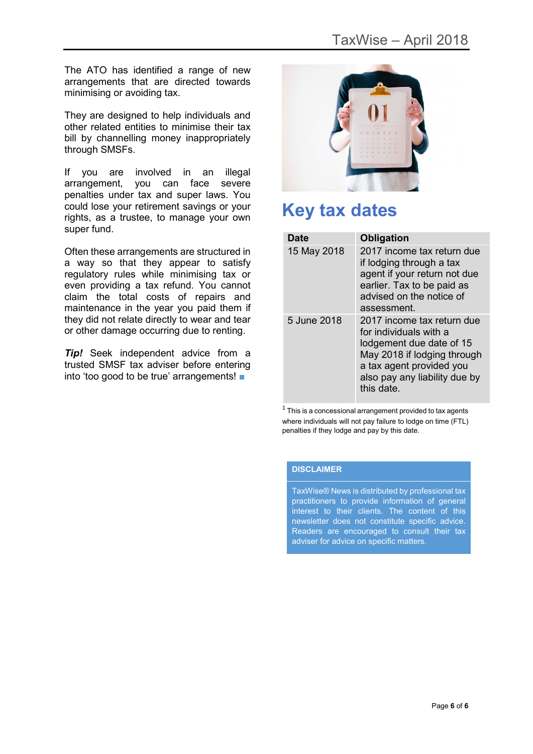The ATO has identified a range of new arrangements that are directed towards minimising or avoiding tax.

They are designed to help individuals and other related entities to minimise their tax bill by channelling money inappropriately through SMSFs.

If you are involved in an illegal arrangement, you can face severe penalties under tax and super laws. You could lose your retirement savings or your rights, as a trustee, to manage your own super fund.

Often these arrangements are structured in a way so that they appear to satisfy regulatory rules while minimising tax or even providing a tax refund. You cannot claim the total costs of repairs and maintenance in the year you paid them if they did not relate directly to wear and tear or other damage occurring due to renting.

***Tip!*** Seek independent advice from a trusted SMSF tax adviser before entering into 'too good to be true' arrangements! ■

# Key tax dates

| Date | Obligation |
|---|---|
| 15 May 2018 | 2017 income tax return due if lodging through a tax agent if your return not due earlier. Tax to be paid as advised on the notice of assessment. |
| 5 June 2018 | 2017 income tax return due for individuals with a lodgement due date of 15 May 2018 if lodging through a tax agent provided you also pay any liability due by this date. |

[1] This is a concessional arrangement provided to tax agents where individuals will not pay failure to lodge on time (FTL) penalties if they lodge and pay by this date.

**DISCLAIMER**

TaxWise® News is distributed by professional tax practitioners to provide information of general interest to their clients. The content of this newsletter does not constitute specific advice. Readers are encouraged to consult their tax adviser for advice on specific matters.